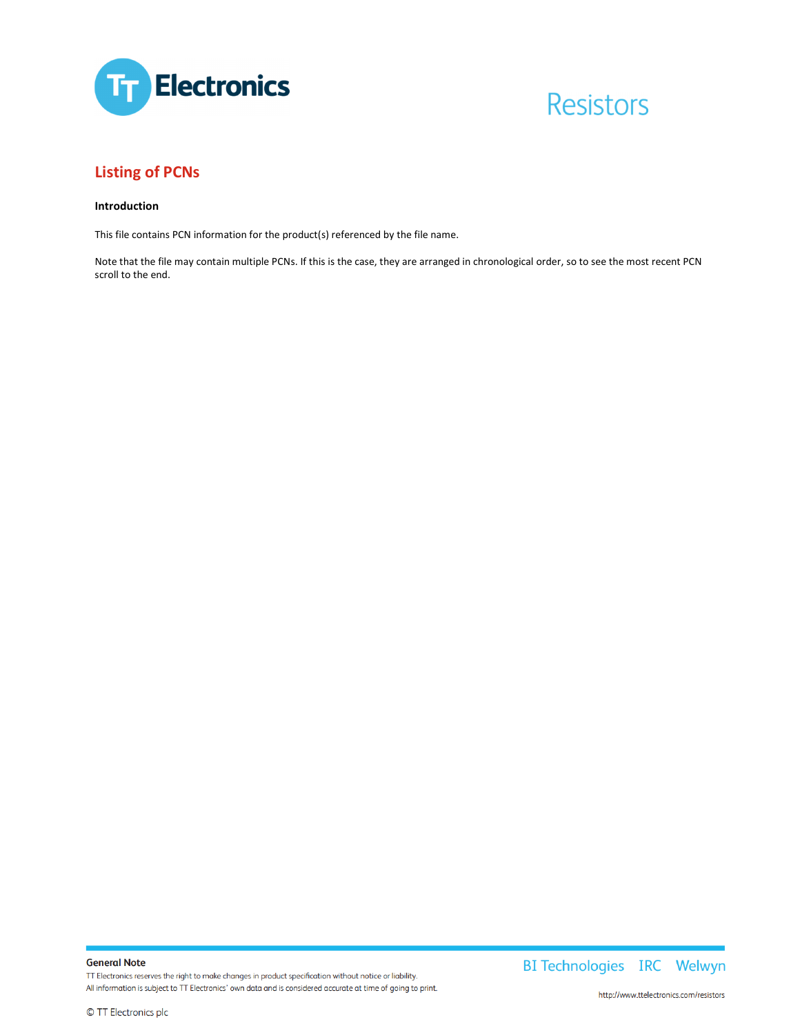TT Electronics

Resistors

## Listing of PCNs

**Introduction**

This file contains PCN information for the product(s) referenced by the file name.

Note that the file may contain multiple PCNs. If this is the case, they are arranged in chronological order, so to see the most recent PCN scroll to the end.

**General Note**

TT Electronics reserves the right to make changes in product specification without notice or liability.
All information is subject to TT Electronics' own data and is considered accurate at time of going to print.

© TT Electronics plc

BI Technologies IRC Welwyn

http://www.ttelectronics.com/resistors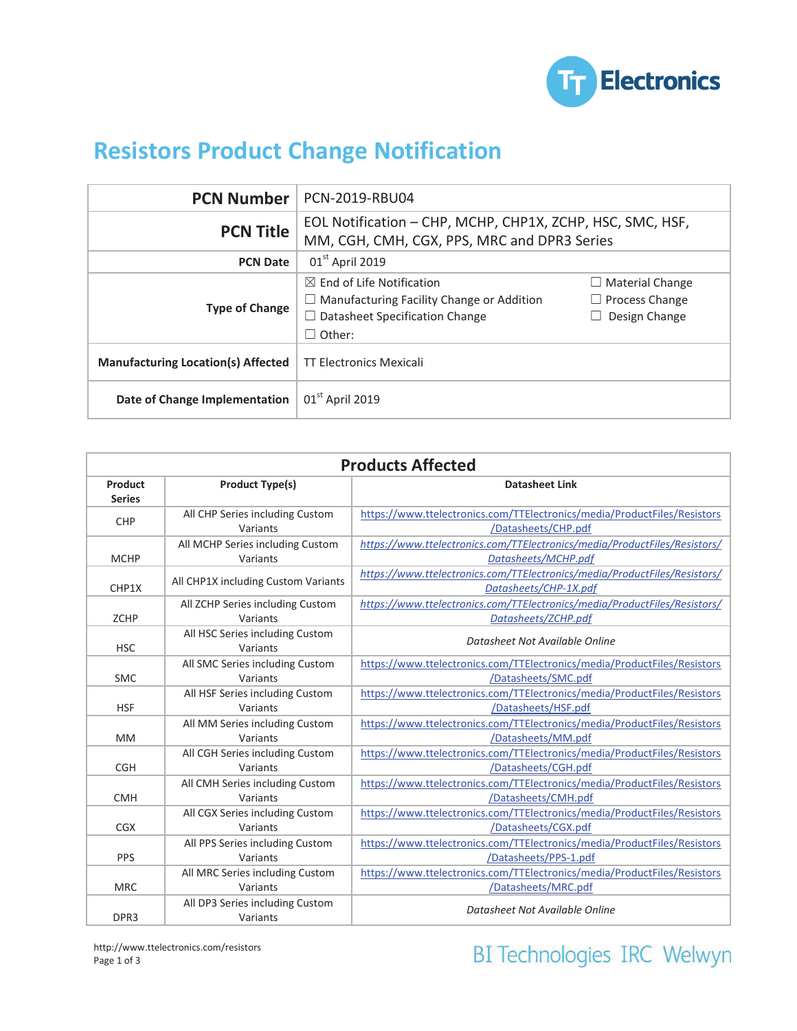# Resistors Product Change Notification

| | |
|---|---|
| **PCN Number** | PCN-2019-RBU04 |
| **PCN Title** | EOL Notification – CHP, MCHP, CHP1X, ZCHP, HSC, SMC, HSF, MM, CGH, CMH, CGX, PPS, MRC and DPR3 Series |
| **PCN Date** | 01st April 2019 |
| **Type of Change** | ☒ End of Life Notification<br>☐ Manufacturing Facility Change or Addition<br>☐ Datasheet Specification Change<br>☐ Other:<br>☐ Material Change<br>☐ Process Change<br>☐ Design Change |
| **Manufacturing Location(s) Affected** | TT Electronics Mexicali |
| **Date of Change Implementation** | 01st April 2019 |

## Products Affected

| Product Series | Product Type(s) | Datasheet Link |
|---|---|---|
| CHP | All CHP Series including Custom Variants | https://www.ttelectronics.com/TTElectronics/media/ProductFiles/Resistors/Datasheets/CHP.pdf |
| MCHP | All MCHP Series including Custom Variants | *https://www.ttelectronics.com/TTElectronics/media/ProductFiles/Resistors/Datasheets/MCHP.pdf* |
| CHP1X | All CHP1X including Custom Variants | *https://www.ttelectronics.com/TTElectronics/media/ProductFiles/Resistors/Datasheets/CHP-1X.pdf* |
| ZCHP | All ZCHP Series including Custom Variants | *https://www.ttelectronics.com/TTElectronics/media/ProductFiles/Resistors/Datasheets/ZCHP.pdf* |
| HSC | All HSC Series including Custom Variants | *Datasheet Not Available Online* |
| SMC | All SMC Series including Custom Variants | https://www.ttelectronics.com/TTElectronics/media/ProductFiles/Resistors/Datasheets/SMC.pdf |
| HSF | All HSF Series including Custom Variants | https://www.ttelectronics.com/TTElectronics/media/ProductFiles/Resistors/Datasheets/HSF.pdf |
| MM | All MM Series including Custom Variants | https://www.ttelectronics.com/TTElectronics/media/ProductFiles/Resistors/Datasheets/MM.pdf |
| CGH | All CGH Series including Custom Variants | https://www.ttelectronics.com/TTElectronics/media/ProductFiles/Resistors/Datasheets/CGH.pdf |
| CMH | All CMH Series including Custom Variants | https://www.ttelectronics.com/TTElectronics/media/ProductFiles/Resistors/Datasheets/CMH.pdf |
| CGX | All CGX Series including Custom Variants | https://www.ttelectronics.com/TTElectronics/media/ProductFiles/Resistors/Datasheets/CGX.pdf |
| PPS | All PPS Series including Custom Variants | https://www.ttelectronics.com/TTElectronics/media/ProductFiles/Resistors/Datasheets/PPS-1.pdf |
| MRC | All MRC Series including Custom Variants | https://www.ttelectronics.com/TTElectronics/media/ProductFiles/Resistors/Datasheets/MRC.pdf |
| DPR3 | All DP3 Series including Custom Variants | *Datasheet Not Available Online* |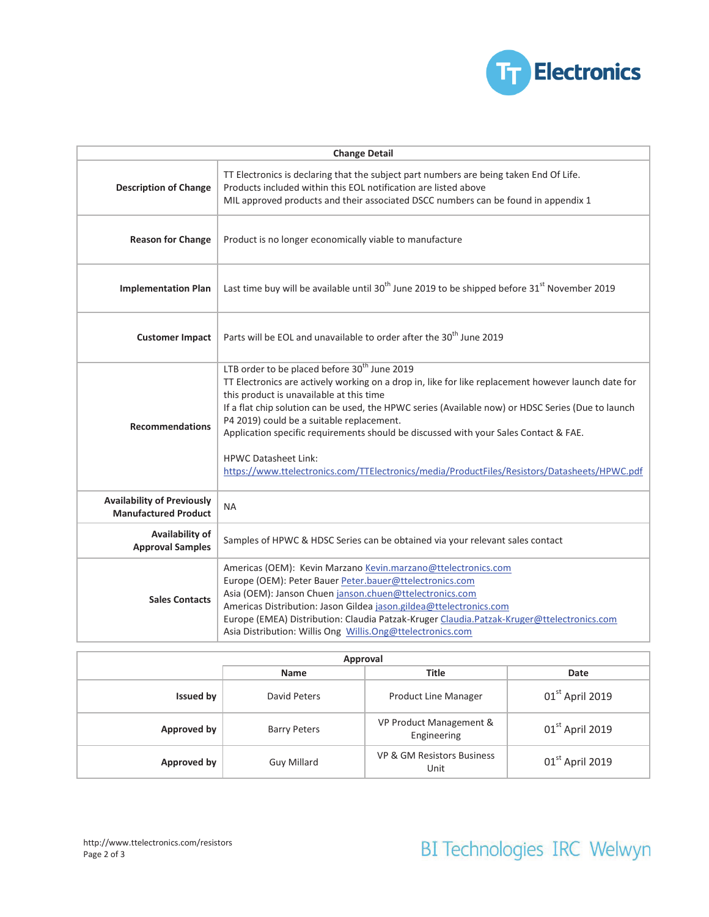| Change Detail | |
|---|---|
| **Description of Change** | TT Electronics is declaring that the subject part numbers are being taken End Of Life.<br>Products included within this EOL notification are listed above<br>MIL approved products and their associated DSCC numbers can be found in appendix 1 |
| **Reason for Change** | Product is no longer economically viable to manufacture |
| **Implementation Plan** | Last time buy will be available until 30th June 2019 to be shipped before 31st November 2019 |
| **Customer Impact** | Parts will be EOL and unavailable to order after the 30th June 2019 |
| **Recommendations** | LTB order to be placed before 30th June 2019<br>TT Electronics are actively working on a drop in, like for like replacement however launch date for this product is unavailable at this time<br>If a flat chip solution can be used, the HPWC series (Available now) or HDSC Series (Due to launch P4 2019) could be a suitable replacement.<br>Application specific requirements should be discussed with your Sales Contact & FAE.<br><br>HPWC Datasheet Link:<br>https://www.ttelectronics.com/TTElectronics/media/ProductFiles/Resistors/Datasheets/HPWC.pdf |
| **Availability of Previously Manufactured Product** | NA |
| **Availability of Approval Samples** | Samples of HPWC & HDSC Series can be obtained via your relevant sales contact |
| **Sales Contacts** | Americas (OEM): Kevin Marzano Kevin.marzano@ttelectronics.com<br>Europe (OEM): Peter Bauer Peter.bauer@ttelectronics.com<br>Asia (OEM): Janson Chuen janson.chuen@ttelectronics.com<br>Americas Distribution: Jason Gildea jason.gildea@ttelectronics.com<br>Europe (EMEA) Distribution: Claudia Patzak-Kruger Claudia.Patzak-Kruger@ttelectronics.com<br>Asia Distribution: Willis Ong Willis.Ong@ttelectronics.com |

| Approval | | | |
|---|---|---|---|
| | **Name** | **Title** | **Date** |
| **Issued by** | David Peters | Product Line Manager | 01st April 2019 |
| **Approved by** | Barry Peters | VP Product Management & Engineering | 01st April 2019 |
| **Approved by** | Guy Millard | VP & GM Resistors Business Unit | 01st April 2019 |

http://www.ttelectronics.com/resistors

BI Technologies IRC Welwyn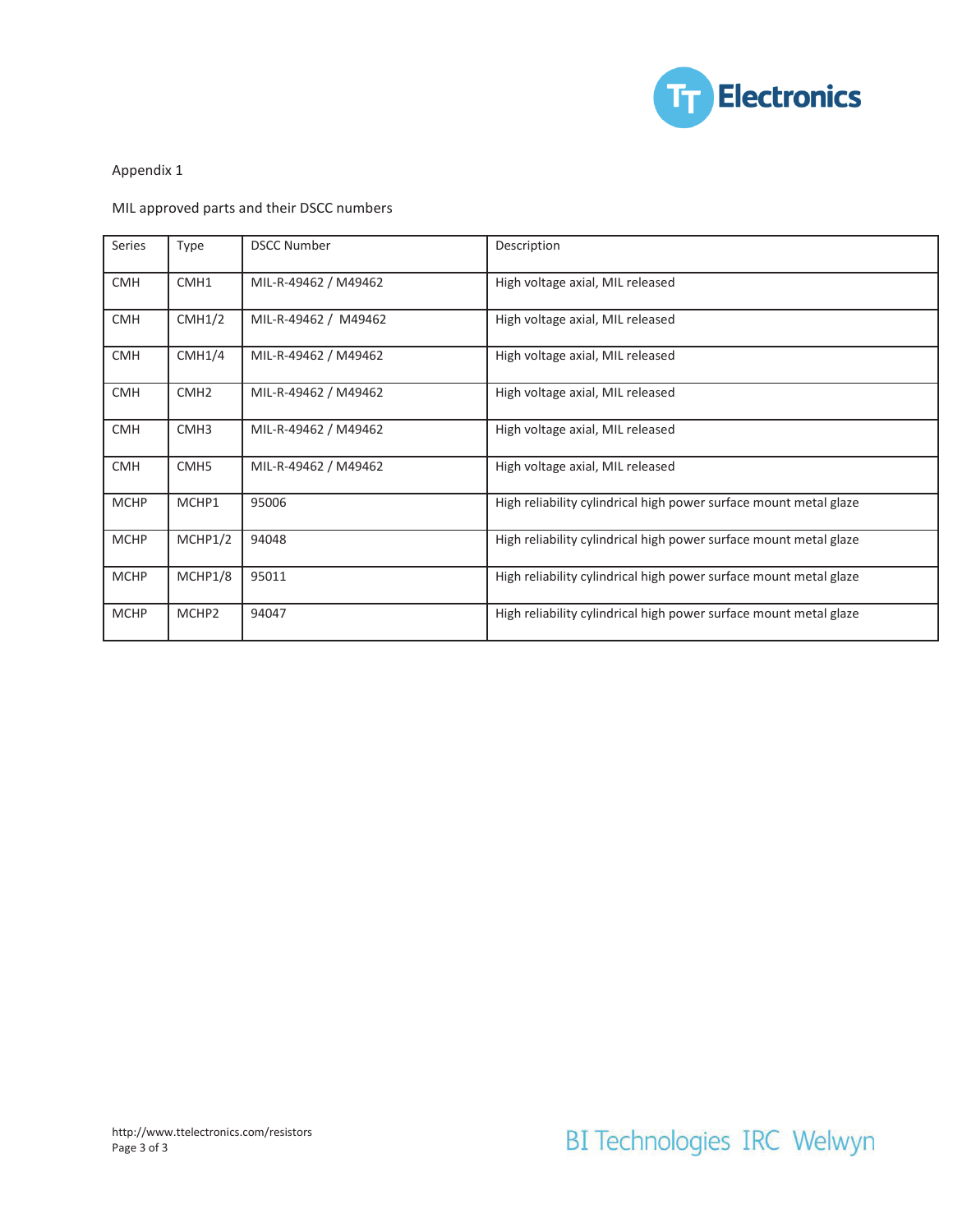Appendix 1

MIL approved parts and their DSCC numbers

| Series | Type | DSCC Number | Description |
|---|---|---|---|
| CMH | CMH1 | MIL-R-49462 / M49462 | High voltage axial, MIL released |
| CMH | CMH1/2 | MIL-R-49462 / M49462 | High voltage axial, MIL released |
| CMH | CMH1/4 | MIL-R-49462 / M49462 | High voltage axial, MIL released |
| CMH | CMH2 | MIL-R-49462 / M49462 | High voltage axial, MIL released |
| CMH | CMH3 | MIL-R-49462 / M49462 | High voltage axial, MIL released |
| CMH | CMH5 | MIL-R-49462 / M49462 | High voltage axial, MIL released |
| MCHP | MCHP1 | 95006 | High reliability cylindrical high power surface mount metal glaze |
| MCHP | MCHP1/2 | 94048 | High reliability cylindrical high power surface mount metal glaze |
| MCHP | MCHP1/8 | 95011 | High reliability cylindrical high power surface mount metal glaze |
| MCHP | MCHP2 | 94047 | High reliability cylindrical high power surface mount metal glaze |